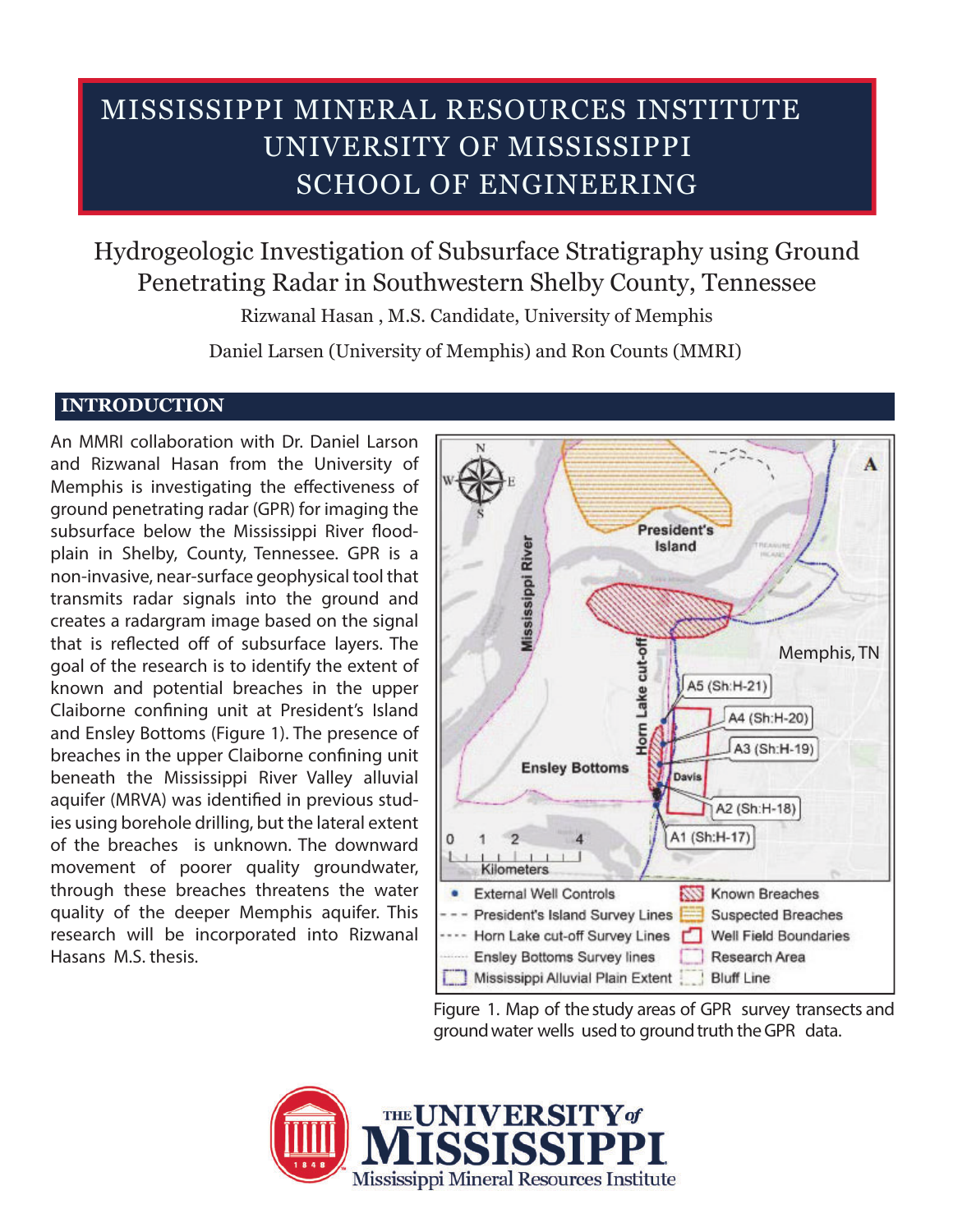# MISSISSIPPI MINERAL RESOURCES INSTITUTE
# UNIVERSITY OF MISSISSIPPI
# SCHOOL OF ENGINEERING

## Hydrogeologic Investigation of Subsurface Stratigraphy using Ground Penetrating Radar in Southwestern Shelby County, Tennessee

Rizwanal Hasan , M.S. Candidate, University of Memphis

Daniel Larsen (University of Memphis) and Ron Counts (MMRI)

## INTRODUCTION

An MMRI collaboration with Dr. Daniel Larson and Rizwanal Hasan from the University of Memphis is investigating the effectiveness of ground penetrating radar (GPR) for imaging the subsurface below the Mississippi River floodplain in Shelby, County, Tennessee. GPR is a non-invasive, near-surface geophysical tool that transmits radar signals into the ground and creates a radargram image based on the signal that is reflected off of subsurface layers. The goal of the research is to identify the extent of known and potential breaches in the upper Claiborne confining unit at President's Island and Ensley Bottoms (Figure 1). The presence of breaches in the upper Claiborne confining unit beneath the Mississippi River Valley alluvial aquifer (MRVA) was identified in previous studies using borehole drilling, but the lateral extent of the breaches is unknown. The downward movement of poorer quality groundwater, through these breaches threatens the water quality of the deeper Memphis aquifer. This research will be incorporated into Rizwanal Hasans M.S. thesis.

Figure 1. Map of the study areas of GPR survey transects and ground water wells used to ground truth the GPR data.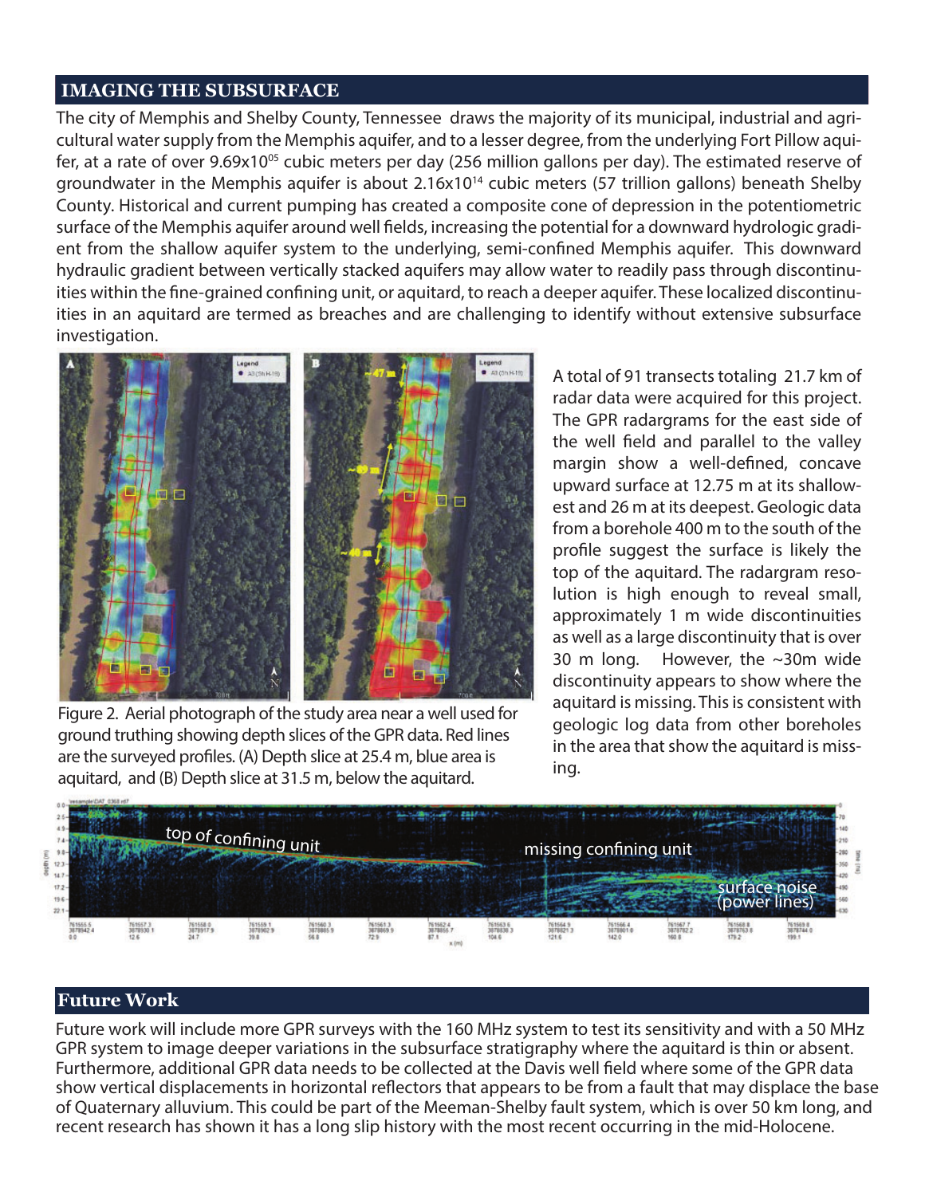## IMAGING THE SUBSURFACE

The city of Memphis and Shelby County, Tennessee draws the majority of its municipal, industrial and agricultural water supply from the Memphis aquifer, and to a lesser degree, from the underlying Fort Pillow aquifer, at a rate of over $9.69 \times 10^{05}$ cubic meters per day (256 million gallons per day). The estimated reserve of groundwater in the Memphis aquifer is about $2.16 \times 10^{14}$ cubic meters (57 trillion gallons) beneath Shelby County. Historical and current pumping has created a composite cone of depression in the potentiometric surface of the Memphis aquifer around well fields, increasing the potential for a downward hydrologic gradient from the shallow aquifer system to the underlying, semi-confined Memphis aquifer. This downward hydraulic gradient between vertically stacked aquifers may allow water to readily pass through discontinuities within the fine-grained confining unit, or aquitard, to reach a deeper aquifer. These localized discontinuities in an aquitard are termed as breaches and are challenging to identify without extensive subsurface investigation.

Figure 2. Aerial photograph of the study area near a well used for ground truthing showing depth slices of the GPR data. Red lines are the surveyed profiles. (A) Depth slice at 25.4 m, blue area is aquitard, and (B) Depth slice at 31.5 m, below the aquitard.

A total of 91 transects totaling 21.7 km of radar data were acquired for this project. The GPR radargrams for the east side of the well field and parallel to the valley margin show a well-defined, concave upward surface at 12.75 m at its shallowest and 26 m at its deepest. Geologic data from a borehole 400 m to the south of the profile suggest the surface is likely the top of the aquitard. The radargram resolution is high enough to reveal small, approximately 1 m wide discontinuities as well as a large discontinuity that is over 30 m long. However, the ~30m wide discontinuity appears to show where the aquitard is missing. This is consistent with geologic log data from other boreholes in the area that show the aquitard is missing.

top of confining unit

missing confining unit

surface noise (power lines)

## Future Work

Future work will include more GPR surveys with the 160 MHz system to test its sensitivity and with a 50 MHz GPR system to image deeper variations in the subsurface stratigraphy where the aquitard is thin or absent. Furthermore, additional GPR data needs to be collected at the Davis well field where some of the GPR data show vertical displacements in horizontal reflectors that appears to be from a fault that may displace the base of Quaternary alluvium. This could be part of the Meeman-Shelby fault system, which is over 50 km long, and recent research has shown it has a long slip history with the most recent occurring in the mid-Holocene.